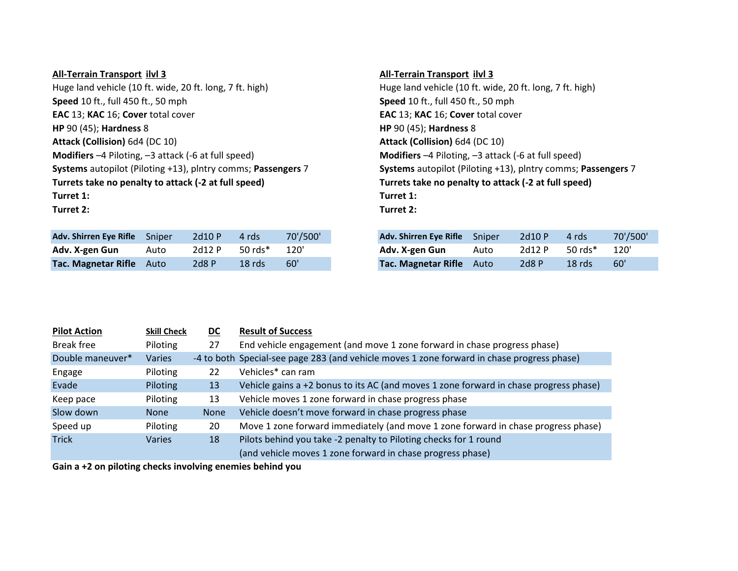**All-Terrain Transport ilvl 3**

Huge land vehicle (10 ft. wide, 20 ft. long, 7 ft. high)
**Speed** 10 ft., full 450 ft., 50 mph
**EAC** 13; **KAC** 16; **Cover** total cover
**HP** 90 (45); **Hardness** 8
**Attack (Collision)** 6d4 (DC 10)
**Modifiers** –4 Piloting, –3 attack (-6 at full speed)
**Systems** autopilot (Piloting +13), plntry comms; **Passengers** 7
**Turrets take no penalty to attack (-2 at full speed)**
**Turret 1:**
**Turret 2:**

| | | | | |
|---|---|---|---|---|
| **Adv. Shirren Eye Rifle** | Sniper | 2d10 P | 4 rds | 70'/500' |
| **Adv. X-gen Gun** | Auto | 2d12 P | 50 rds* | 120' |
| **Tac. Magnetar Rifle** | Auto | 2d8 P | 18 rds | 60' |

**All-Terrain Transport ilvl 3**

Huge land vehicle (10 ft. wide, 20 ft. long, 7 ft. high)
**Speed** 10 ft., full 450 ft., 50 mph
**EAC** 13; **KAC** 16; **Cover** total cover
**HP** 90 (45); **Hardness** 8
**Attack (Collision)** 6d4 (DC 10)
**Modifiers** –4 Piloting, –3 attack (-6 at full speed)
**Systems** autopilot (Piloting +13), plntry comms; **Passengers** 7
**Turrets take no penalty to attack (-2 at full speed)**
**Turret 1:**
**Turret 2:**

| | | | | |
|---|---|---|---|---|
| **Adv. Shirren Eye Rifle** | Sniper | 2d10 P | 4 rds | 70'/500' |
| **Adv. X-gen Gun** | Auto | 2d12 P | 50 rds* | 120' |
| **Tac. Magnetar Rifle** | Auto | 2d8 P | 18 rds | 60' |

| **Pilot Action** | **Skill Check** | **DC** | **Result of Success** |
|---|---|---|---|
| Break free | Piloting | 27 | End vehicle engagement (and move 1 zone forward in chase progress phase) |
| Double maneuver* | Varies | -4 to both | Special-see page 283 (and vehicle moves 1 zone forward in chase progress phase) |
| Engage | Piloting | 22 | Vehicles* can ram |
| Evade | Piloting | 13 | Vehicle gains a +2 bonus to its AC (and moves 1 zone forward in chase progress phase) |
| Keep pace | Piloting | 13 | Vehicle moves 1 zone forward in chase progress phase |
| Slow down | None | None | Vehicle doesn't move forward in chase progress phase |
| Speed up | Piloting | 20 | Move 1 zone forward immediately (and move 1 zone forward in chase progress phase) |
| Trick | Varies | 18 | Pilots behind you take -2 penalty to Piloting checks for 1 round (and vehicle moves 1 zone forward in chase progress phase) |

**Gain a +2 on piloting checks involving enemies behind you**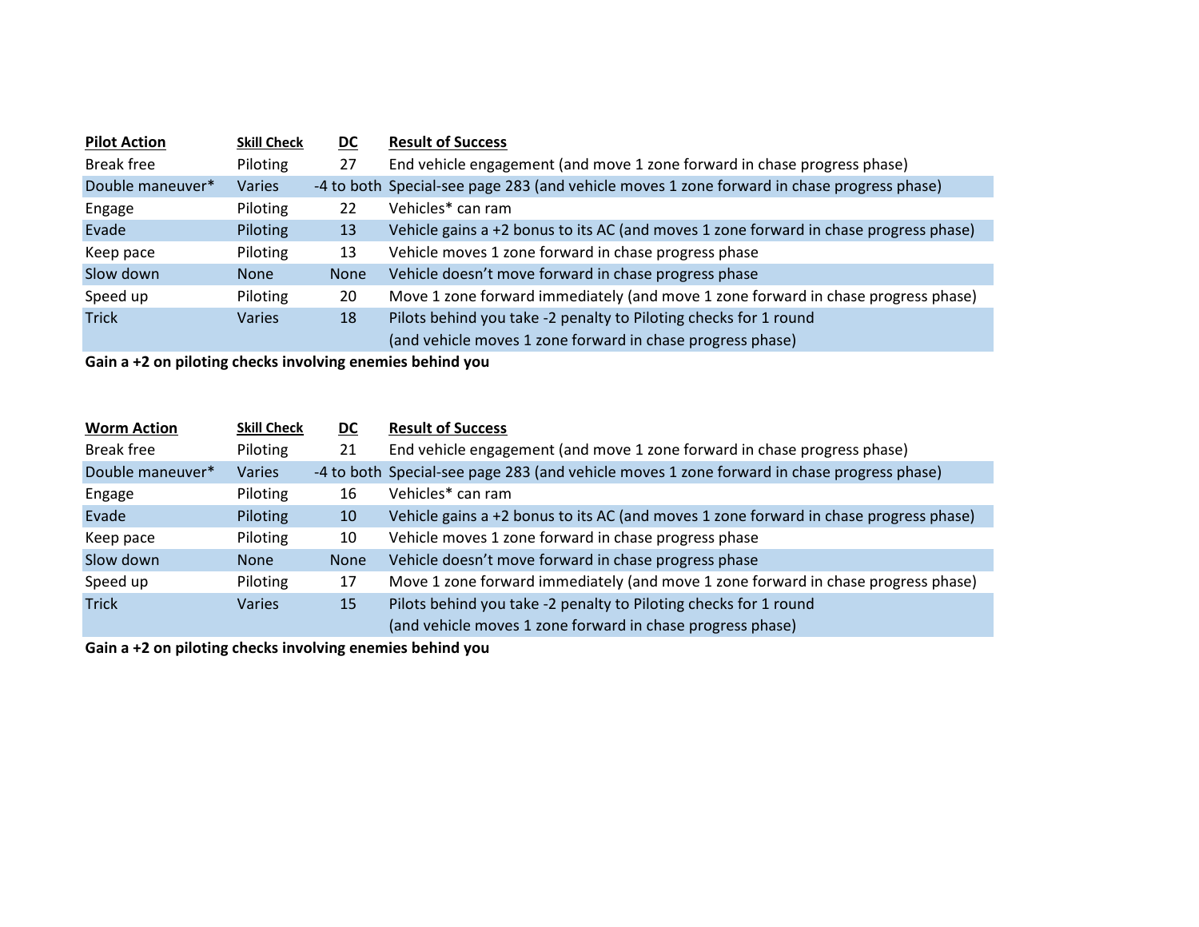| Pilot Action | Skill Check | DC | Result of Success |
|---|---|---|---|
| Break free | Piloting | 27 | End vehicle engagement (and move 1 zone forward in chase progress phase) |
| Double maneuver* | Varies | -4 to both | Special-see page 283 (and vehicle moves 1 zone forward in chase progress phase) |
| Engage | Piloting | 22 | Vehicles* can ram |
| Evade | Piloting | 13 | Vehicle gains a +2 bonus to its AC (and moves 1 zone forward in chase progress phase) |
| Keep pace | Piloting | 13 | Vehicle moves 1 zone forward in chase progress phase |
| Slow down | None | None | Vehicle doesn't move forward in chase progress phase |
| Speed up | Piloting | 20 | Move 1 zone forward immediately (and move 1 zone forward in chase progress phase) |
| Trick | Varies | 18 | Pilots behind you take -2 penalty to Piloting checks for 1 round (and vehicle moves 1 zone forward in chase progress phase) |

**Gain a +2 on piloting checks involving enemies behind you**

| Worm Action | Skill Check | DC | Result of Success |
|---|---|---|---|
| Break free | Piloting | 21 | End vehicle engagement (and move 1 zone forward in chase progress phase) |
| Double maneuver* | Varies | -4 to both | Special-see page 283 (and vehicle moves 1 zone forward in chase progress phase) |
| Engage | Piloting | 16 | Vehicles* can ram |
| Evade | Piloting | 10 | Vehicle gains a +2 bonus to its AC (and moves 1 zone forward in chase progress phase) |
| Keep pace | Piloting | 10 | Vehicle moves 1 zone forward in chase progress phase |
| Slow down | None | None | Vehicle doesn't move forward in chase progress phase |
| Speed up | Piloting | 17 | Move 1 zone forward immediately (and move 1 zone forward in chase progress phase) |
| Trick | Varies | 15 | Pilots behind you take -2 penalty to Piloting checks for 1 round (and vehicle moves 1 zone forward in chase progress phase) |

**Gain a +2 on piloting checks involving enemies behind you**